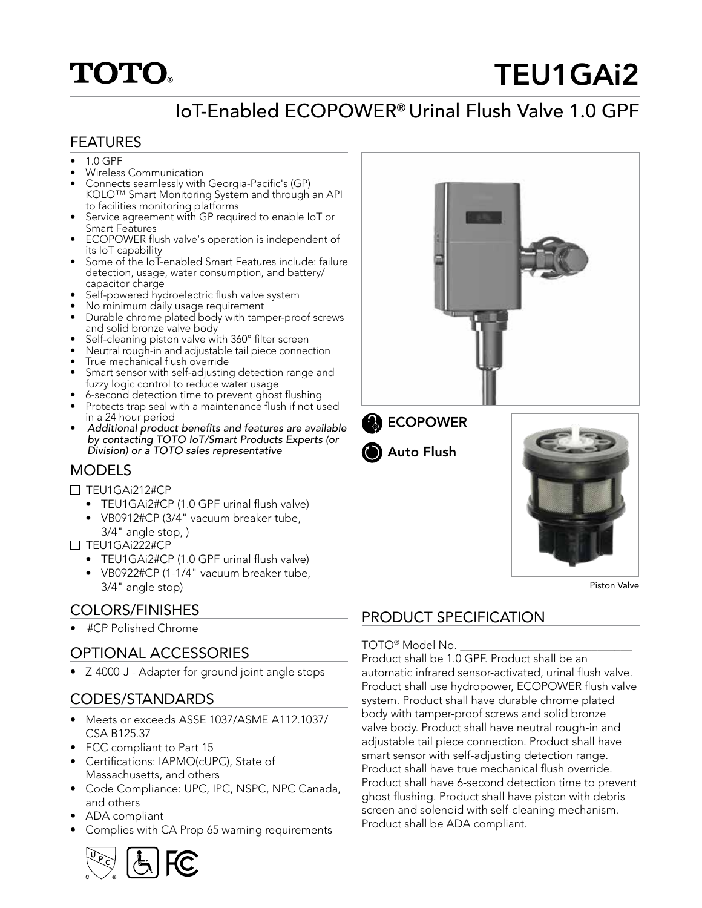# TOTO®

# TEU1GAi2

## IoT-Enabled ECOPOWER® Urinal Flush Valve 1.0 GPF

### FEATURES

- 1.0 GPF
- Wireless Communication
- Connects seamlessly with Georgia-Pacific's (GP) KOLO™ Smart Monitoring System and through an API to facilities monitoring platforms
- Service agreement with GP required to enable IoT or Smart Features
- ECOPOWER flush valve's operation is independent of its IoT capability
- Some of the IoT-enabled Smart Features include: failure detection, usage, water consumption, and battery/capacitor charge
- Self-powered hydroelectric flush valve system
- No minimum daily usage requirement
- Durable chrome plated body with tamper-proof screws and solid bronze valve body
- Self-cleaning piston valve with 360° filter screen
- Neutral rough-in and adjustable tail piece connection
- True mechanical flush override
- Smart sensor with self-adjusting detection range and fuzzy logic control to reduce water usage
- 6-second detection time to prevent ghost flushing
- Protects trap seal with a maintenance flush if not used in a 24 hour period
- *Additional product benefits and features are available by contacting TOTO IoT/Smart Products Experts (or Division) or a TOTO sales representative*

### MODELS

☐ TEU1GAi212#CP
  - TEU1GAi2#CP (1.0 GPF urinal flush valve)
  - VB0912#CP (3/4" vacuum breaker tube, 3/4" angle stop, )

☐ TEU1GAi222#CP
  - TEU1GAi2#CP (1.0 GPF urinal flush valve)
  - VB0922#CP (1-1/4" vacuum breaker tube, 3/4" angle stop)

### COLORS/FINISHES

- #CP Polished Chrome

### OPTIONAL ACCESSORIES

- Z-4000-J - Adapter for ground joint angle stops

### CODES/STANDARDS

- Meets or exceeds ASSE 1037/ASME A112.1037/CSA B125.37
- FCC compliant to Part 15
- Certifications: IAPMO(cUPC), State of Massachusetts, and others
- Code Compliance: UPC, IPC, NSPC, NPC Canada, and others
- ADA compliant
- Complies with CA Prop 65 warning requirements

**ECOPOWER**

**Auto Flush**

Piston Valve

### PRODUCT SPECIFICATION

TOTO® Model No. ______________________________

Product shall be 1.0 GPF. Product shall be an automatic infrared sensor-activated, urinal flush valve. Product shall use hydropower, ECOPOWER flush valve system. Product shall have durable chrome plated body with tamper-proof screws and solid bronze valve body. Product shall have neutral rough-in and adjustable tail piece connection. Product shall have smart sensor with self-adjusting detection range. Product shall have true mechanical flush override. Product shall have 6-second detection time to prevent ghost flushing. Product shall have piston with debris screen and solenoid with self-cleaning mechanism. Product shall be ADA compliant.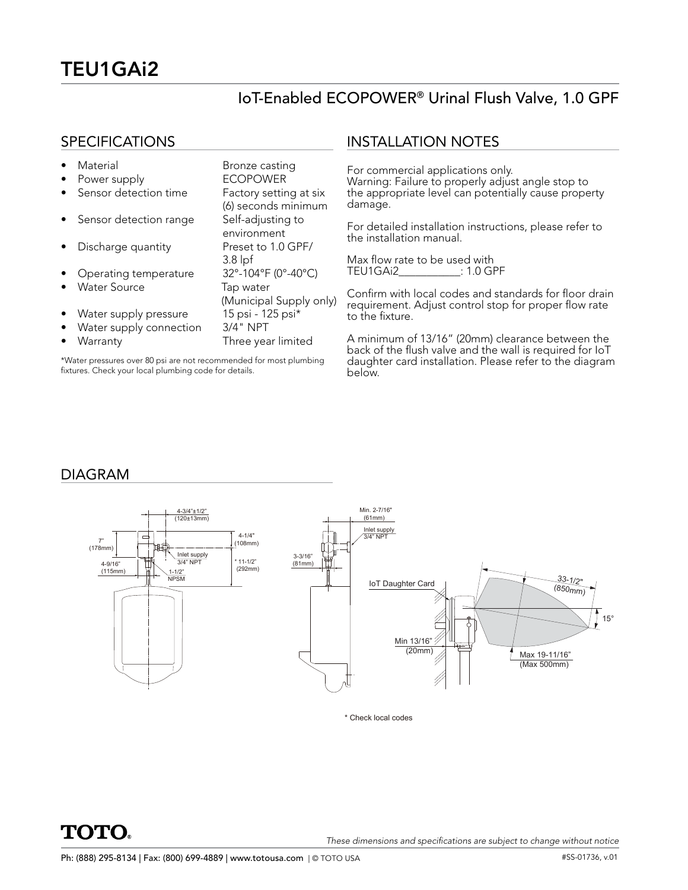# TEU1GAi2

## IoT-Enabled ECOPOWER® Urinal Flush Valve, 1.0 GPF

## SPECIFICATIONS

- Material — Bronze casting
- Power supply — ECOPOWER
- Sensor detection time — Factory setting at six (6) seconds minimum
- Sensor detection range — Self-adjusting to environment
- Discharge quantity — Preset to 1.0 GPF/ 3.8 lpf
- Operating temperature — 32°-104°F (0°-40°C)
- Water Source — Tap water (Municipal Supply only)
- Water supply pressure — 15 psi - 125 psi*
- Water supply connection — 3/4" NPT
- Warranty — Three year limited

*Water pressures over 80 psi are not recommended for most plumbing fixtures. Check your local plumbing code for details.

## INSTALLATION NOTES

For commercial applications only.
Warning: Failure to properly adjust angle stop to the appropriate level can potentially cause property damage.

For detailed installation instructions, please refer to the installation manual.

Max flow rate to be used with TEU1GAi2___________: 1.0 GPF

Confirm with local codes and standards for floor drain requirement. Adjust control stop for proper flow rate to the fixture.

A minimum of 13/16" (20mm) clearance between the back of the flush valve and the wall is required for IoT daughter card installation. Please refer to the diagram below.

## DIAGRAM

4-3/4"±1/2" (120±13mm)
7" (178mm)
4-9/16" (115mm)
Inlet supply 3/4" NPT
1-1/2" NPSM
4-1/4" (108mm)
* 11-1/2" (292mm)
Min. 2-7/16" (61mm)
Inlet supply 3/4" NPT
3-3/16" (81mm)
IoT Daughter Card
33-1/2" (850mm)
15°
Min 13/16" (20mm)
Max 19-11/16" (Max 500mm)

\* Check local codes

*These dimensions and specifications are subject to change without notice*

Ph: (888) 295-8134 | Fax: (800) 699-4889 | www.totousa.com | © TOTO USA

#SS-01736, v.01